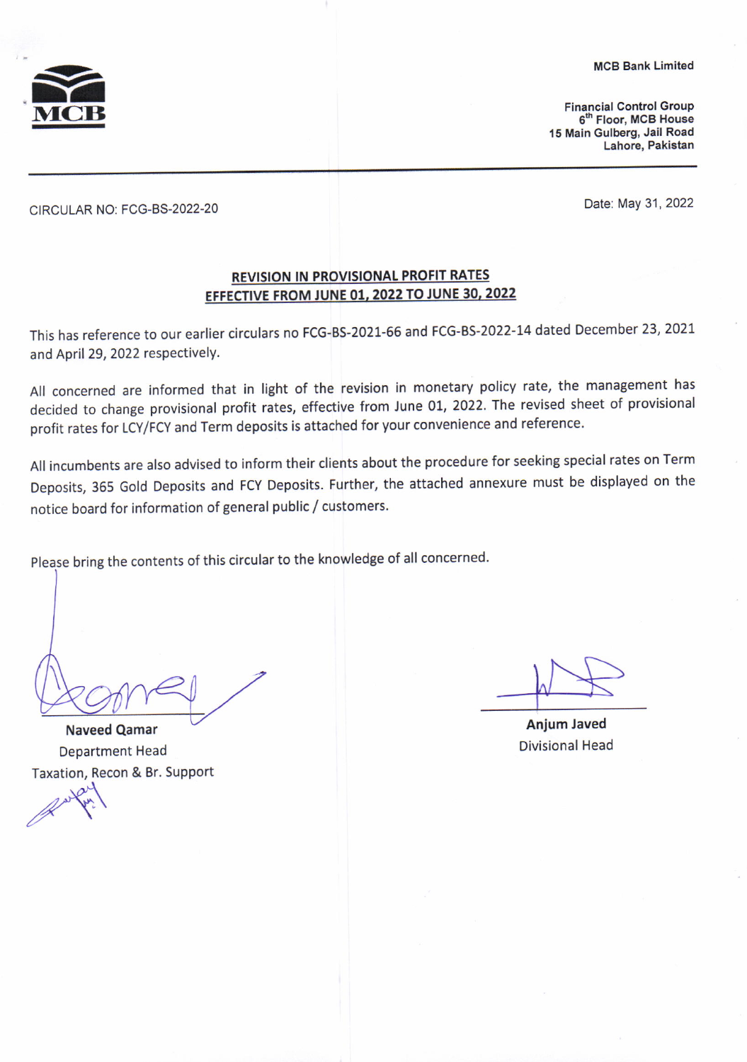MCB

**MCB Bank Limited**

**Financial Control Group**
**6th Floor, MCB House**
**15 Main Gulberg, Jail Road**
**Lahore, Pakistan**

---

CIRCULAR NO: FCG-BS-2022-20

Date: May 31, 2022

## REVISION IN PROVISIONAL PROFIT RATES EFFECTIVE FROM JUNE 01, 2022 TO JUNE 30, 2022

This has reference to our earlier circulars no FCG-BS-2021-66 and FCG-BS-2022-14 dated December 23, 2021 and April 29, 2022 respectively.

All concerned are informed that in light of the revision in monetary policy rate, the management has decided to change provisional profit rates, effective from June 01, 2022. The revised sheet of provisional profit rates for LCY/FCY and Term deposits is attached for your convenience and reference.

All incumbents are also advised to inform their clients about the procedure for seeking special rates on Term Deposits, 365 Gold Deposits and FCY Deposits. Further, the attached annexure must be displayed on the notice board for information of general public / customers.

Please bring the contents of this circular to the knowledge of all concerned.

**Naveed Qamar**
Department Head
Taxation, Recon & Br. Support

**Anjum Javed**
Divisional Head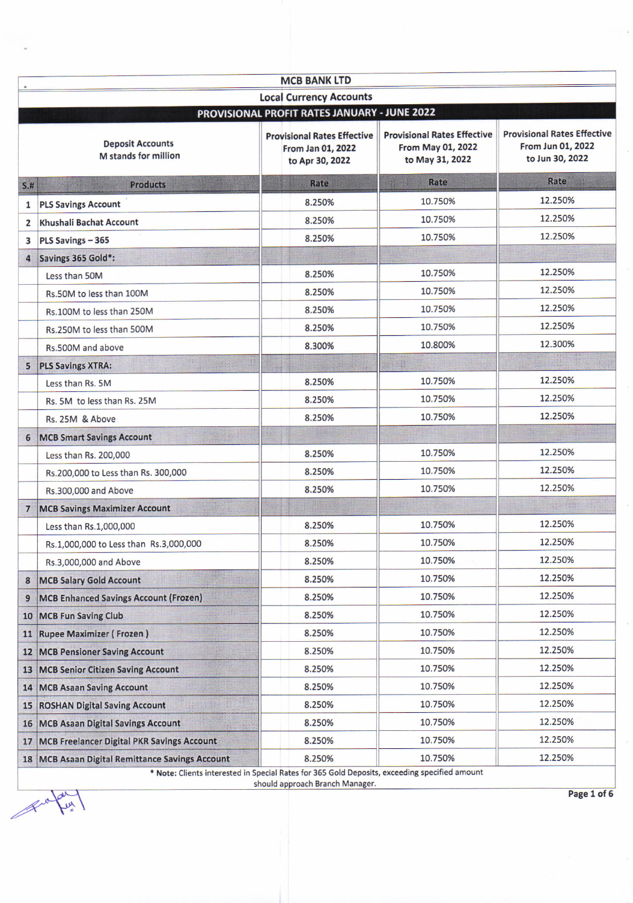# MCB BANK LTD

## Local Currency Accounts

### PROVISIONAL PROFIT RATES JANUARY - JUNE 2022

| Deposit Accounts<br>M stands for million | | Provisional Rates Effective From Jan 01, 2022 to Apr 30, 2022 | Provisional Rates Effective From May 01, 2022 to May 31, 2022 | Provisional Rates Effective From Jun 01, 2022 to Jun 30, 2022 |
|---|---|---|---|---|
| **S.#** | **Products** | **Rate** | **Rate** | **Rate** |
| 1 | PLS Savings Account | 8.250% | 10.750% | 12.250% |
| 2 | Khushali Bachat Account | 8.250% | 10.750% | 12.250% |
| 3 | PLS Savings – 365 | 8.250% | 10.750% | 12.250% |
| 4 | Savings 365 Gold*: | | | |
| | Less than 50M | 8.250% | 10.750% | 12.250% |
| | Rs.50M to less than 100M | 8.250% | 10.750% | 12.250% |
| | Rs.100M to less than 250M | 8.250% | 10.750% | 12.250% |
| | Rs.250M to less than 500M | 8.250% | 10.750% | 12.250% |
| | Rs.500M and above | 8.300% | 10.800% | 12.300% |
| 5 | PLS Savings XTRA: | | | |
| | Less than Rs. 5M | 8.250% | 10.750% | 12.250% |
| | Rs. 5M to less than Rs. 25M | 8.250% | 10.750% | 12.250% |
| | Rs. 25M & Above | 8.250% | 10.750% | 12.250% |
| 6 | MCB Smart Savings Account | | | |
| | Less than Rs. 200,000 | 8.250% | 10.750% | 12.250% |
| | Rs.200,000 to Less than Rs. 300,000 | 8.250% | 10.750% | 12.250% |
| | Rs.300,000 and Above | 8.250% | 10.750% | 12.250% |
| 7 | MCB Savings Maximizer Account | | | |
| | Less than Rs.1,000,000 | 8.250% | 10.750% | 12.250% |
| | Rs.1,000,000 to Less than Rs.3,000,000 | 8.250% | 10.750% | 12.250% |
| | Rs.3,000,000 and Above | 8.250% | 10.750% | 12.250% |
| 8 | MCB Salary Gold Account | 8.250% | 10.750% | 12.250% |
| 9 | MCB Enhanced Savings Account (Frozen) | 8.250% | 10.750% | 12.250% |
| 10 | MCB Fun Saving Club | 8.250% | 10.750% | 12.250% |
| 11 | Rupee Maximizer ( Frozen ) | 8.250% | 10.750% | 12.250% |
| 12 | MCB Pensioner Saving Account | 8.250% | 10.750% | 12.250% |
| 13 | MCB Senior Citizen Saving Account | 8.250% | 10.750% | 12.250% |
| 14 | MCB Asaan Saving Account | 8.250% | 10.750% | 12.250% |
| 15 | ROSHAN Digital Saving Account | 8.250% | 10.750% | 12.250% |
| 16 | MCB Asaan Digital Savings Account | 8.250% | 10.750% | 12.250% |
| 17 | MCB Freelancer Digital PKR Savings Account | 8.250% | 10.750% | 12.250% |
| 18 | MCB Asaan Digital Remittance Savings Account | 8.250% | 10.750% | 12.250% |

* **Note:** Clients interested in Special Rates for 365 Gold Deposits, exceeding specified amount should approach Branch Manager.